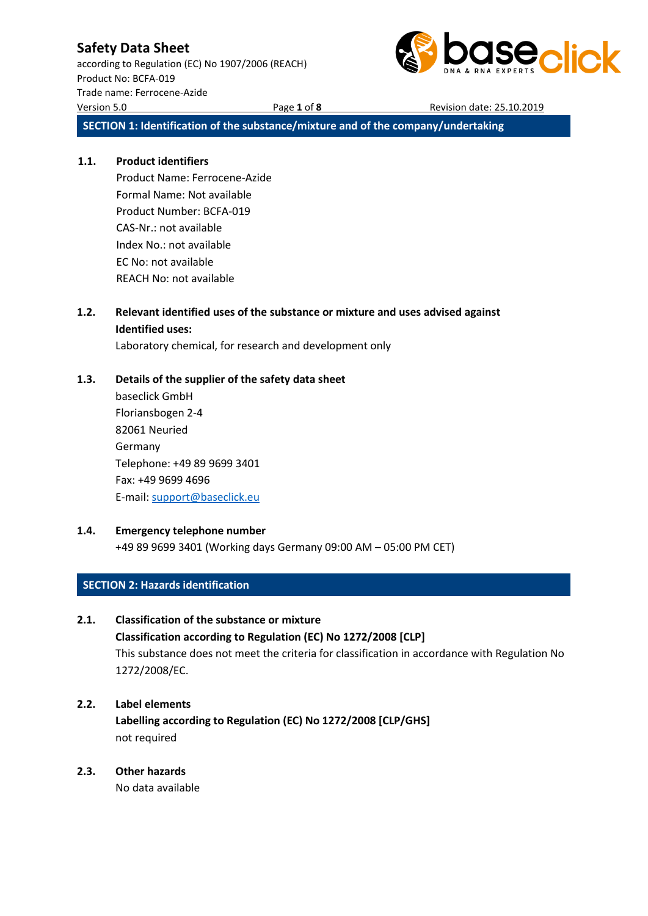# Safety Data Sheet

according to Regulation (EC) No 1907/2006 (REACH)
Product No: BCFA-019
Trade name: Ferrocene-Azide
Version 5.0 Revision date: 25.10.2019

## SECTION 1: Identification of the substance/mixture and of the company/undertaking

### 1.1. Product identifiers

Product Name: Ferrocene-Azide
Formal Name: Not available
Product Number: BCFA-019
CAS-Nr.: not available
Index No.: not available
EC No: not available
REACH No: not available

### 1.2. Relevant identified uses of the substance or mixture and uses advised against

**Identified uses:**

Laboratory chemical, for research and development only

### 1.3. Details of the supplier of the safety data sheet

baseclick GmbH
Floriansbogen 2-4
82061 Neuried
Germany
Telephone: +49 89 9699 3401
Fax: +49 9699 4696
E-mail: support@baseclick.eu

### 1.4. Emergency telephone number

+49 89 9699 3401 (Working days Germany 09:00 AM – 05:00 PM CET)

## SECTION 2: Hazards identification

### 2.1. Classification of the substance or mixture

**Classification according to Regulation (EC) No 1272/2008 [CLP]**

This substance does not meet the criteria for classification in accordance with Regulation No 1272/2008/EC.

### 2.2. Label elements

**Labelling according to Regulation (EC) No 1272/2008 [CLP/GHS]**

not required

### 2.3. Other hazards

No data available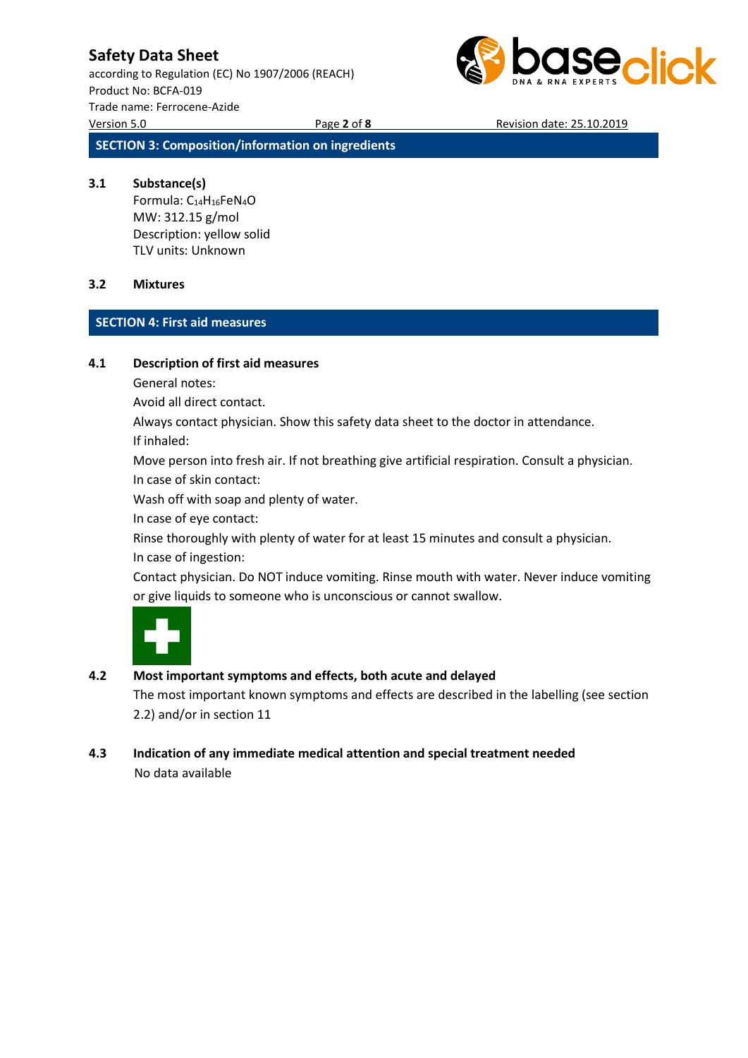## SECTION 3: Composition/information on ingredients

**3.1 Substance(s)**

Formula: $C_{14}H_{16}FeN_4O$
MW: 312.15 g/mol
Description: yellow solid
TLV units: Unknown

**3.2 Mixtures**

## SECTION 4: First aid measures

**4.1 Description of first aid measures**

General notes:

Avoid all direct contact.

Always contact physician. Show this safety data sheet to the doctor in attendance.

If inhaled:

Move person into fresh air. If not breathing give artificial respiration. Consult a physician.

In case of skin contact:

Wash off with soap and plenty of water.

In case of eye contact:

Rinse thoroughly with plenty of water for at least 15 minutes and consult a physician.

In case of ingestion:

Contact physician. Do NOT induce vomiting. Rinse mouth with water. Never induce vomiting or give liquids to someone who is unconscious or cannot swallow.

**4.2 Most important symptoms and effects, both acute and delayed**

The most important known symptoms and effects are described in the labelling (see section 2.2) and/or in section 11

**4.3 Indication of any immediate medical attention and special treatment needed**

No data available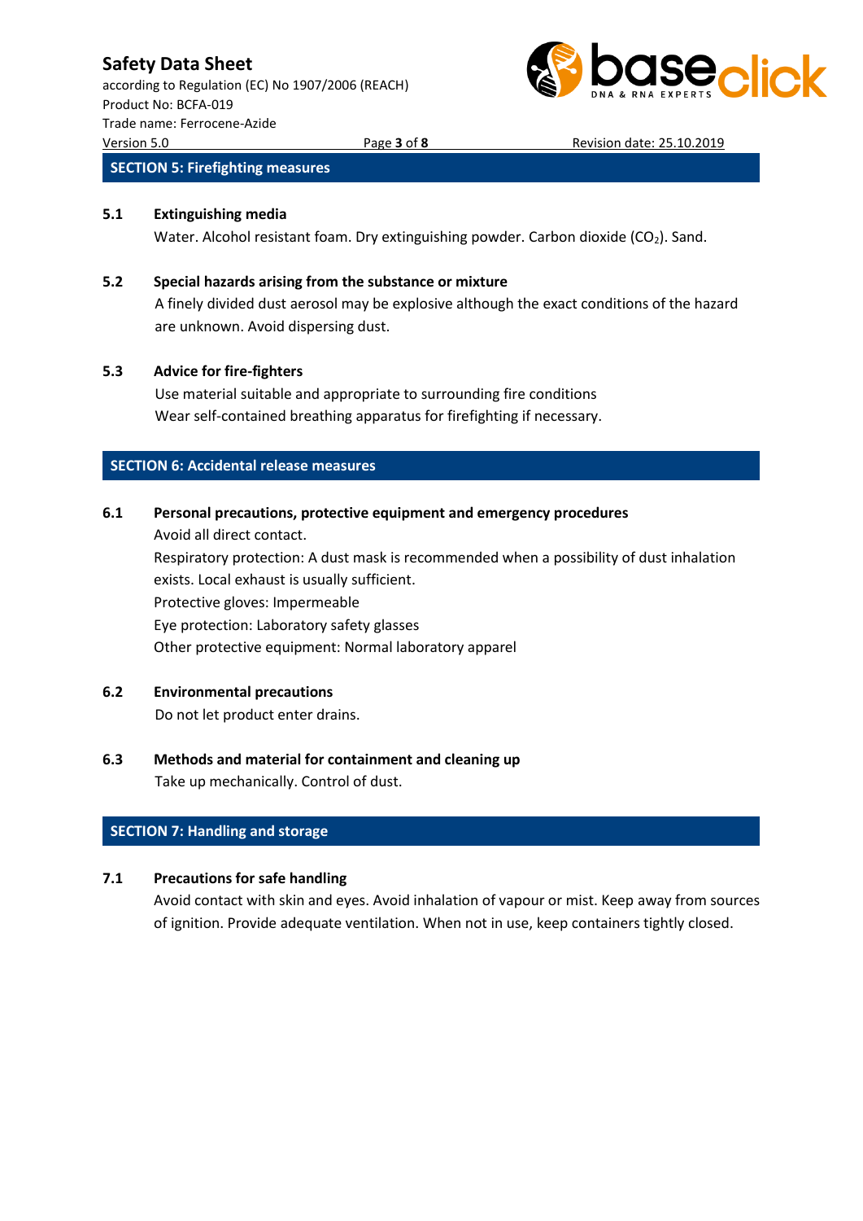## SECTION 5: Firefighting measures

### 5.1 Extinguishing media

Water. Alcohol resistant foam. Dry extinguishing powder. Carbon dioxide ($CO_2$). Sand.

### 5.2 Special hazards arising from the substance or mixture

A finely divided dust aerosol may be explosive although the exact conditions of the hazard are unknown. Avoid dispersing dust.

### 5.3 Advice for fire-fighters

Use material suitable and appropriate to surrounding fire conditions
Wear self-contained breathing apparatus for firefighting if necessary.

## SECTION 6: Accidental release measures

### 6.1 Personal precautions, protective equipment and emergency procedures

Avoid all direct contact.
Respiratory protection: A dust mask is recommended when a possibility of dust inhalation exists. Local exhaust is usually sufficient.
Protective gloves: Impermeable
Eye protection: Laboratory safety glasses
Other protective equipment: Normal laboratory apparel

### 6.2 Environmental precautions

Do not let product enter drains.

### 6.3 Methods and material for containment and cleaning up

Take up mechanically. Control of dust.

## SECTION 7: Handling and storage

### 7.1 Precautions for safe handling

Avoid contact with skin and eyes. Avoid inhalation of vapour or mist. Keep away from sources of ignition. Provide adequate ventilation. When not in use, keep containers tightly closed.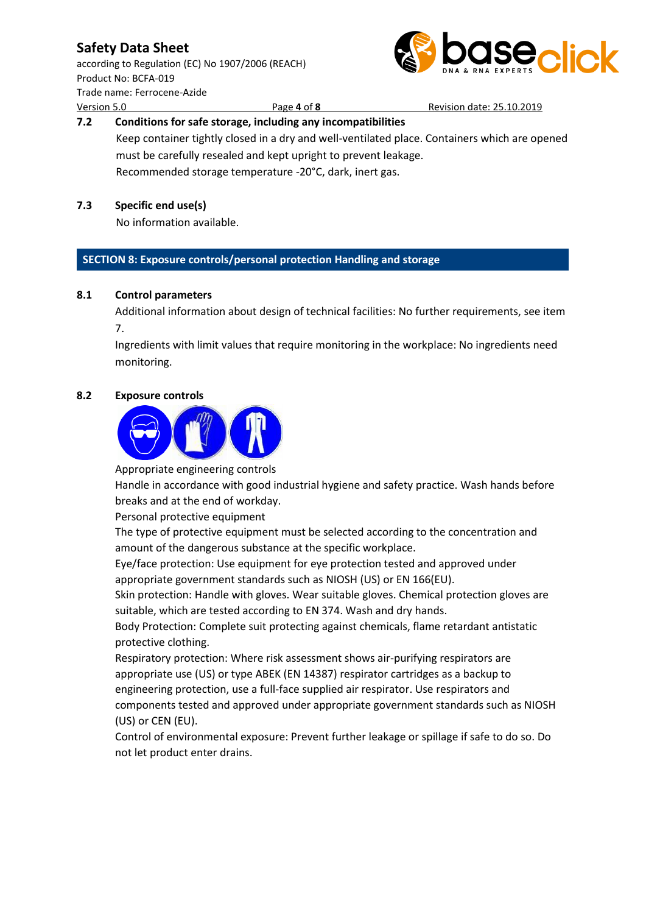### 7.2 Conditions for safe storage, including any incompatibilities

Keep container tightly closed in a dry and well-ventilated place. Containers which are opened must be carefully resealed and kept upright to prevent leakage.
Recommended storage temperature -20°C, dark, inert gas.

### 7.3 Specific end use(s)

No information available.

## SECTION 8: Exposure controls/personal protection Handling and storage

### 8.1 Control parameters

Additional information about design of technical facilities: No further requirements, see item 7.
Ingredients with limit values that require monitoring in the workplace: No ingredients need monitoring.

### 8.2 Exposure controls

Appropriate engineering controls
Handle in accordance with good industrial hygiene and safety practice. Wash hands before breaks and at the end of workday.
Personal protective equipment
The type of protective equipment must be selected according to the concentration and amount of the dangerous substance at the specific workplace.
Eye/face protection: Use equipment for eye protection tested and approved under appropriate government standards such as NIOSH (US) or EN 166(EU).
Skin protection: Handle with gloves. Wear suitable gloves. Chemical protection gloves are suitable, which are tested according to EN 374. Wash and dry hands.
Body Protection: Complete suit protecting against chemicals, flame retardant antistatic protective clothing.
Respiratory protection: Where risk assessment shows air-purifying respirators are appropriate use (US) or type ABEK (EN 14387) respirator cartridges as a backup to engineering protection, use a full-face supplied air respirator. Use respirators and components tested and approved under appropriate government standards such as NIOSH (US) or CEN (EU).
Control of environmental exposure: Prevent further leakage or spillage if safe to do so. Do not let product enter drains.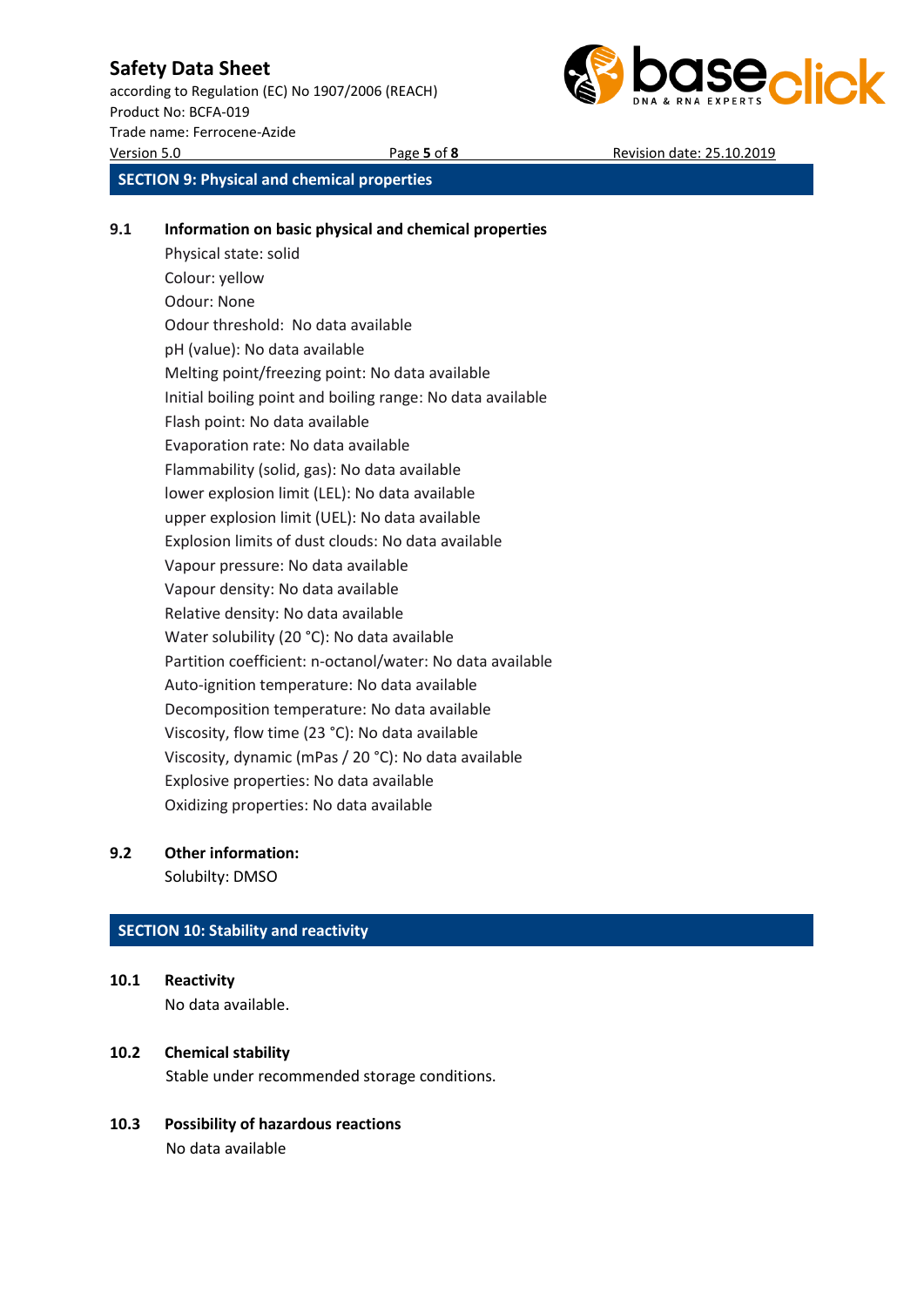## SECTION 9: Physical and chemical properties

**9.1 Information on basic physical and chemical properties**

Physical state: solid
Colour: yellow
Odour: None
Odour threshold: No data available
pH (value): No data available
Melting point/freezing point: No data available
Initial boiling point and boiling range: No data available
Flash point: No data available
Evaporation rate: No data available
Flammability (solid, gas): No data available
lower explosion limit (LEL): No data available
upper explosion limit (UEL): No data available
Explosion limits of dust clouds: No data available
Vapour pressure: No data available
Vapour density: No data available
Relative density: No data available
Water solubility (20 °C): No data available
Partition coefficient: n-octanol/water: No data available
Auto-ignition temperature: No data available
Decomposition temperature: No data available
Viscosity, flow time (23 °C): No data available
Viscosity, dynamic (mPas / 20 °C): No data available
Explosive properties: No data available
Oxidizing properties: No data available

**9.2 Other information:**

Solubilty: DMSO

## SECTION 10: Stability and reactivity

**10.1 Reactivity**

No data available.

**10.2 Chemical stability**

Stable under recommended storage conditions.

**10.3 Possibility of hazardous reactions**

No data available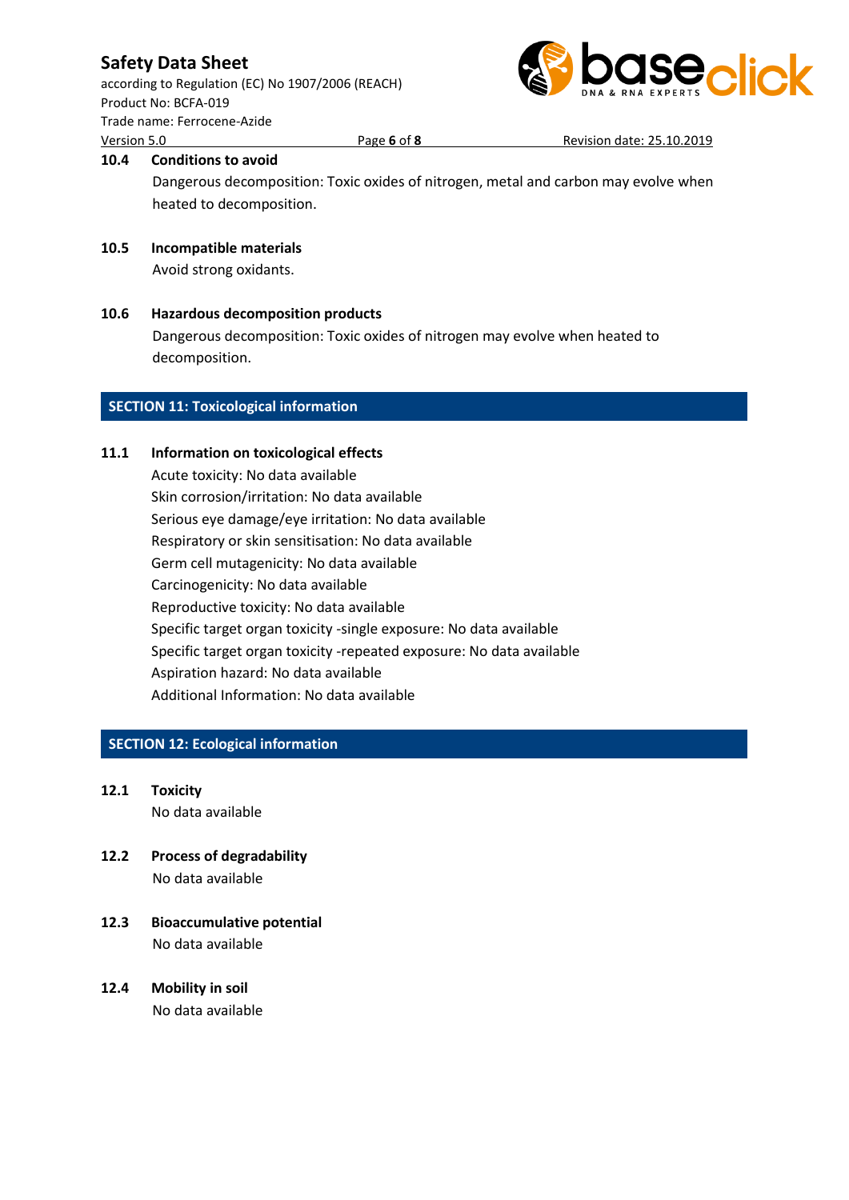**10.4 Conditions to avoid**

Dangerous decomposition: Toxic oxides of nitrogen, metal and carbon may evolve when heated to decomposition.

**10.5 Incompatible materials**

Avoid strong oxidants.

**10.6 Hazardous decomposition products**

Dangerous decomposition: Toxic oxides of nitrogen may evolve when heated to decomposition.

## SECTION 11: Toxicological information

**11.1 Information on toxicological effects**

Acute toxicity: No data available
Skin corrosion/irritation: No data available
Serious eye damage/eye irritation: No data available
Respiratory or skin sensitisation: No data available
Germ cell mutagenicity: No data available
Carcinogenicity: No data available
Reproductive toxicity: No data available
Specific target organ toxicity -single exposure: No data available
Specific target organ toxicity -repeated exposure: No data available
Aspiration hazard: No data available
Additional Information: No data available

## SECTION 12: Ecological information

**12.1 Toxicity**

No data available

**12.2 Process of degradability**

No data available

**12.3 Bioaccumulative potential**

No data available

**12.4 Mobility in soil**

No data available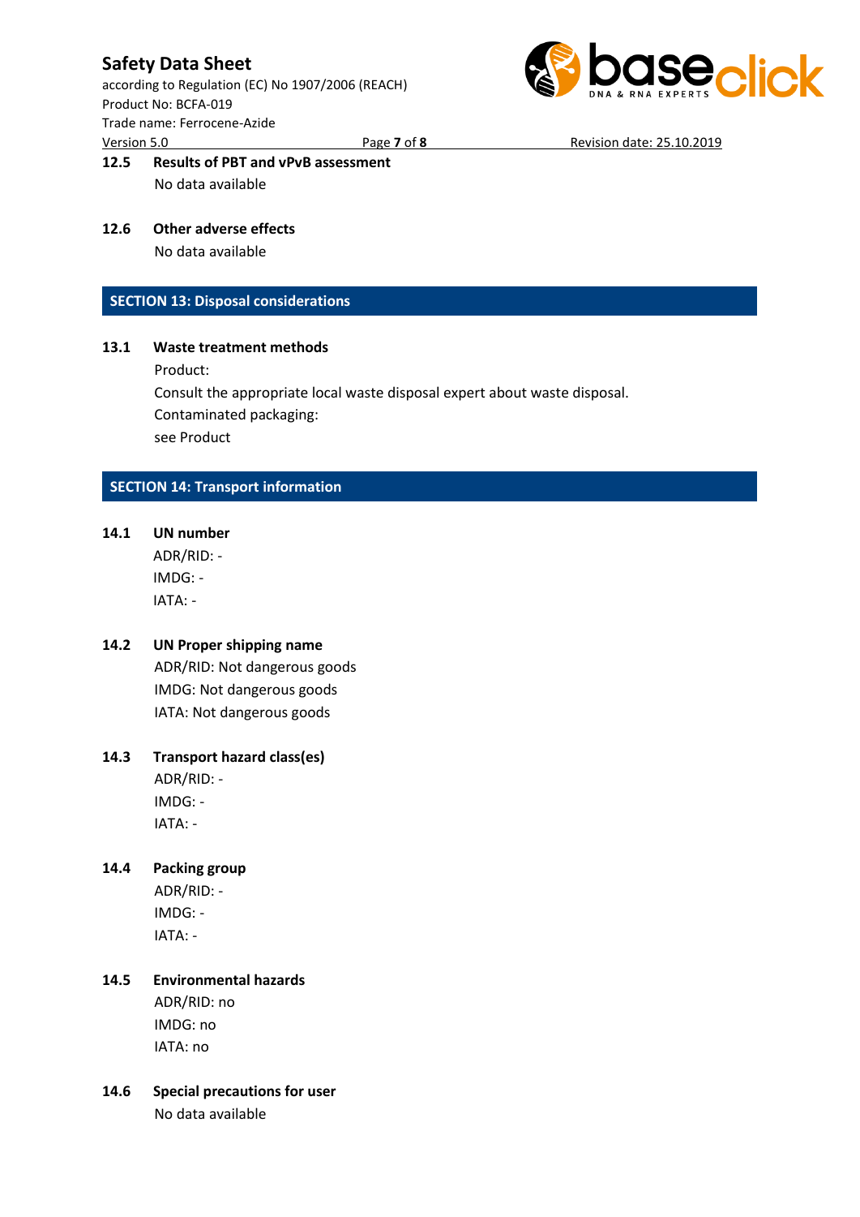### 12.5 Results of PBT and vPvB assessment

No data available

### 12.6 Other adverse effects

No data available

## SECTION 13: Disposal considerations

### 13.1 Waste treatment methods

Product:

Consult the appropriate local waste disposal expert about waste disposal.

Contaminated packaging:

see Product

## SECTION 14: Transport information

### 14.1 UN number

ADR/RID: -

IMDG: -

IATA: -

### 14.2 UN Proper shipping name

ADR/RID: Not dangerous goods

IMDG: Not dangerous goods

IATA: Not dangerous goods

### 14.3 Transport hazard class(es)

ADR/RID: -

IMDG: -

IATA: -

### 14.4 Packing group

ADR/RID: -

IMDG: -

IATA: -

### 14.5 Environmental hazards

ADR/RID: no

IMDG: no

IATA: no

### 14.6 Special precautions for user

No data available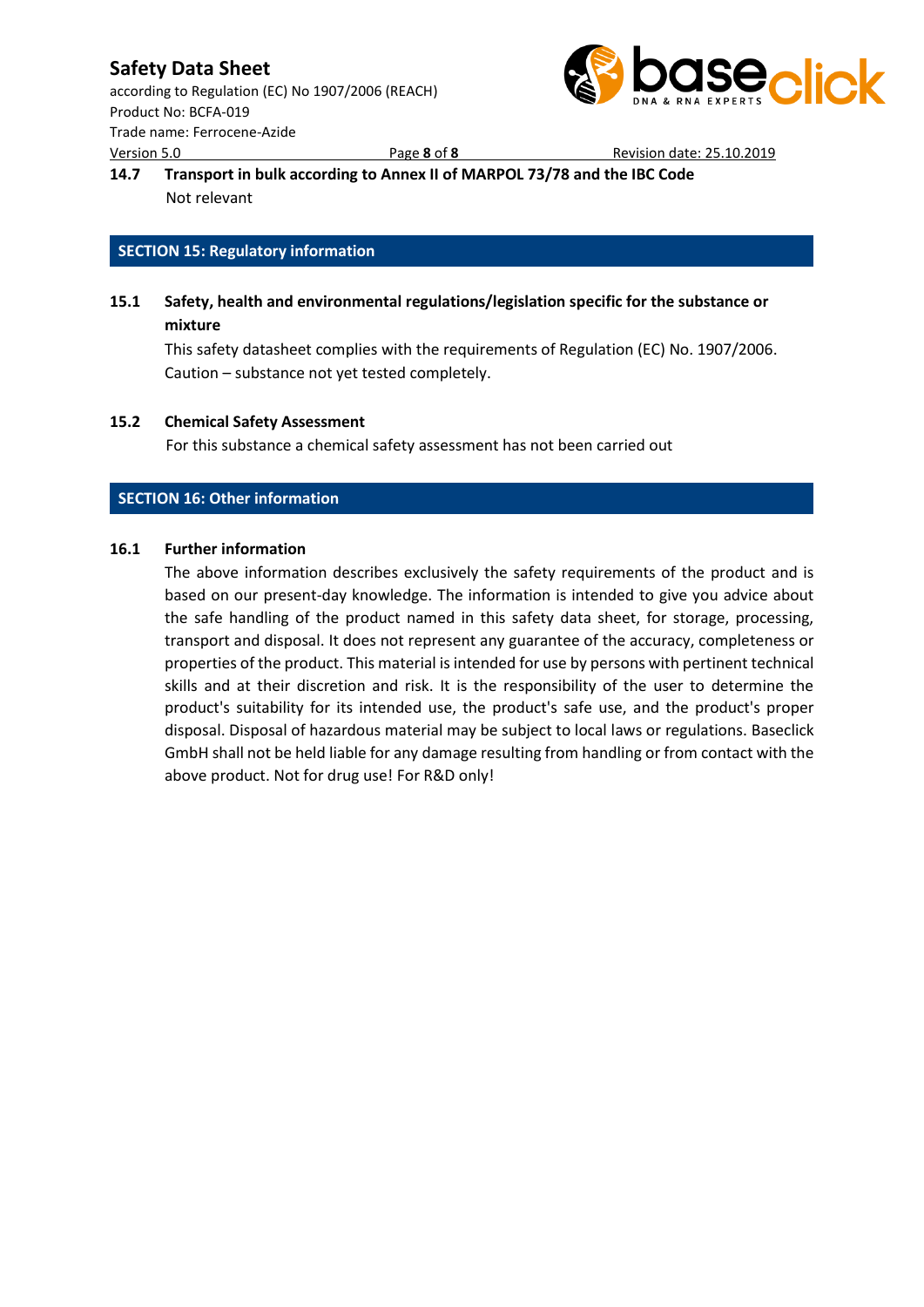### 14.7 Transport in bulk according to Annex II of MARPOL 73/78 and the IBC Code

Not relevant

## SECTION 15: Regulatory information

### 15.1 Safety, health and environmental regulations/legislation specific for the substance or mixture

This safety datasheet complies with the requirements of Regulation (EC) No. 1907/2006.
Caution – substance not yet tested completely.

### 15.2 Chemical Safety Assessment

For this substance a chemical safety assessment has not been carried out

## SECTION 16: Other information

### 16.1 Further information

The above information describes exclusively the safety requirements of the product and is based on our present-day knowledge. The information is intended to give you advice about the safe handling of the product named in this safety data sheet, for storage, processing, transport and disposal. It does not represent any guarantee of the accuracy, completeness or properties of the product. This material is intended for use by persons with pertinent technical skills and at their discretion and risk. It is the responsibility of the user to determine the product's suitability for its intended use, the product's safe use, and the product's proper disposal. Disposal of hazardous material may be subject to local laws or regulations. Baseclick GmbH shall not be held liable for any damage resulting from handling or from contact with the above product. Not for drug use! For R&D only!